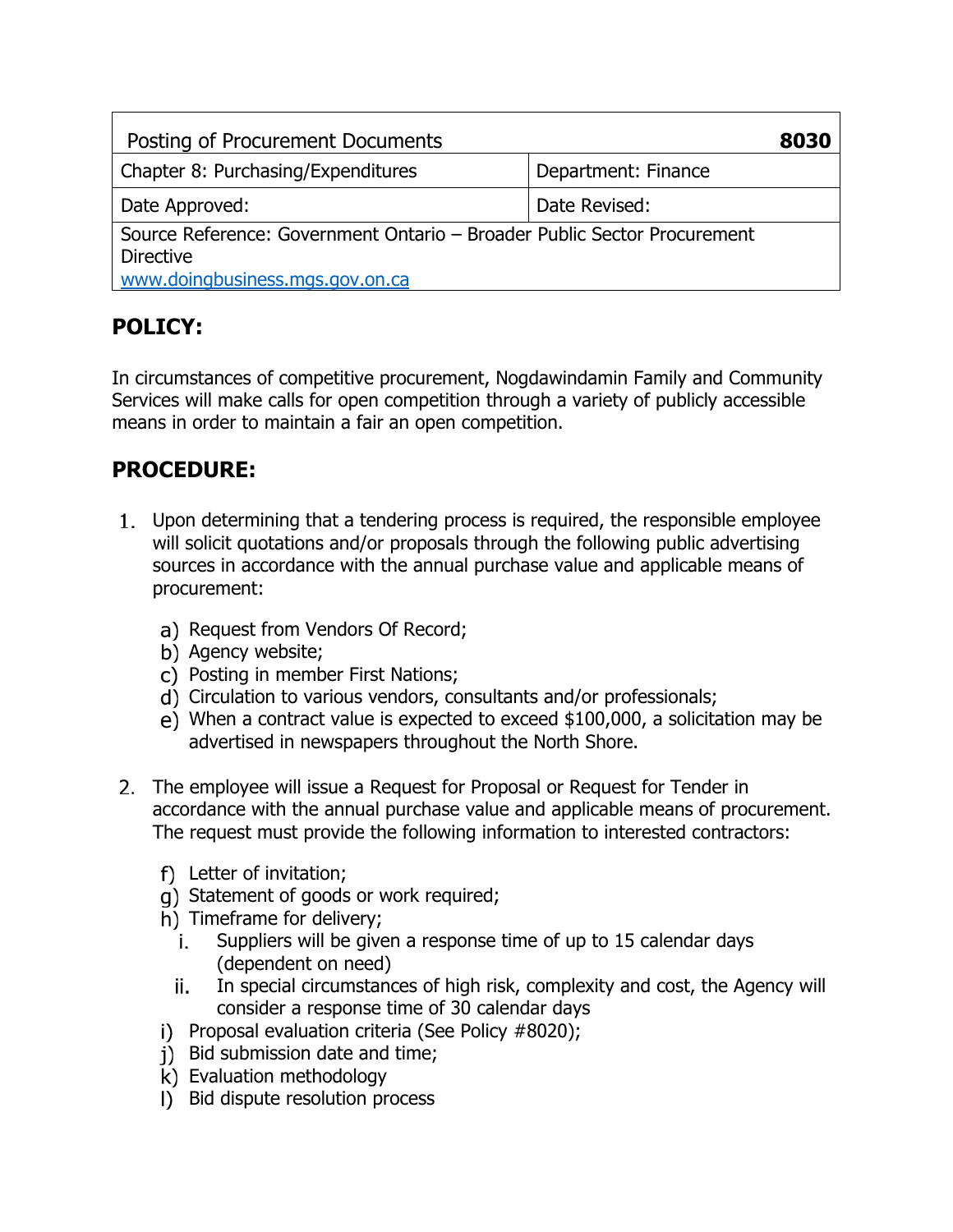| Posting of Procurement Documents | **8030** |
| --- | --- |
| Chapter 8: Purchasing/Expenditures | Department: Finance |
| Date Approved: | Date Revised: |
| Source Reference: Government Ontario – Broader Public Sector Procurement Directive [www.doingbusiness.mgs.gov.on.ca](www.doingbusiness.mgs.gov.on.ca) | |

## POLICY:

In circumstances of competitive procurement, Nogdawindamin Family and Community Services will make calls for open competition through a variety of publicly accessible means in order to maintain a fair an open competition.

## PROCEDURE:

1. Upon determining that a tendering process is required, the responsible employee will solicit quotations and/or proposals through the following public advertising sources in accordance with the annual purchase value and applicable means of procurement:

   a) Request from Vendors Of Record;
   b) Agency website;
   c) Posting in member First Nations;
   d) Circulation to various vendors, consultants and/or professionals;
   e) When a contract value is expected to exceed $100,000, a solicitation may be advertised in newspapers throughout the North Shore.

2. The employee will issue a Request for Proposal or Request for Tender in accordance with the annual purchase value and applicable means of procurement. The request must provide the following information to interested contractors:

   f) Letter of invitation;
   g) Statement of goods or work required;
   h) Timeframe for delivery;
      i. Suppliers will be given a response time of up to 15 calendar days (dependent on need)
      ii. In special circumstances of high risk, complexity and cost, the Agency will consider a response time of 30 calendar days
   i) Proposal evaluation criteria (See Policy #8020);
   j) Bid submission date and time;
   k) Evaluation methodology
   l) Bid dispute resolution process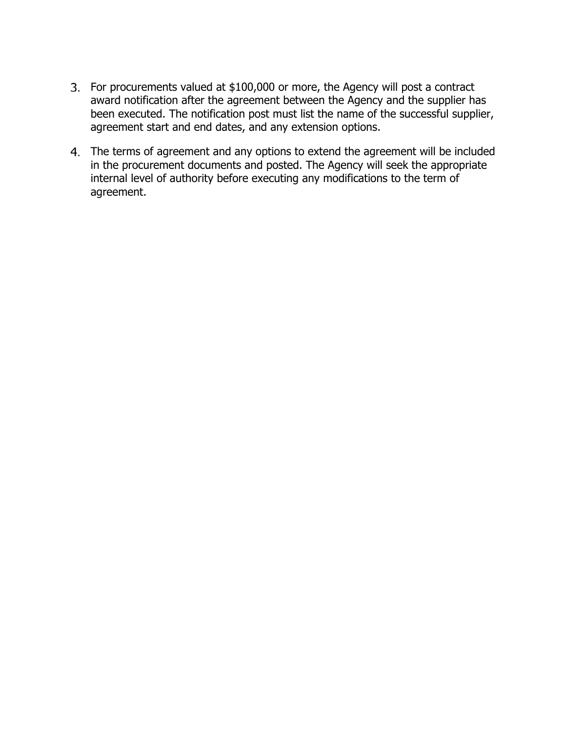3. For procurements valued at $100,000 or more, the Agency will post a contract award notification after the agreement between the Agency and the supplier has been executed. The notification post must list the name of the successful supplier, agreement start and end dates, and any extension options.

4. The terms of agreement and any options to extend the agreement will be included in the procurement documents and posted. The Agency will seek the appropriate internal level of authority before executing any modifications to the term of agreement.